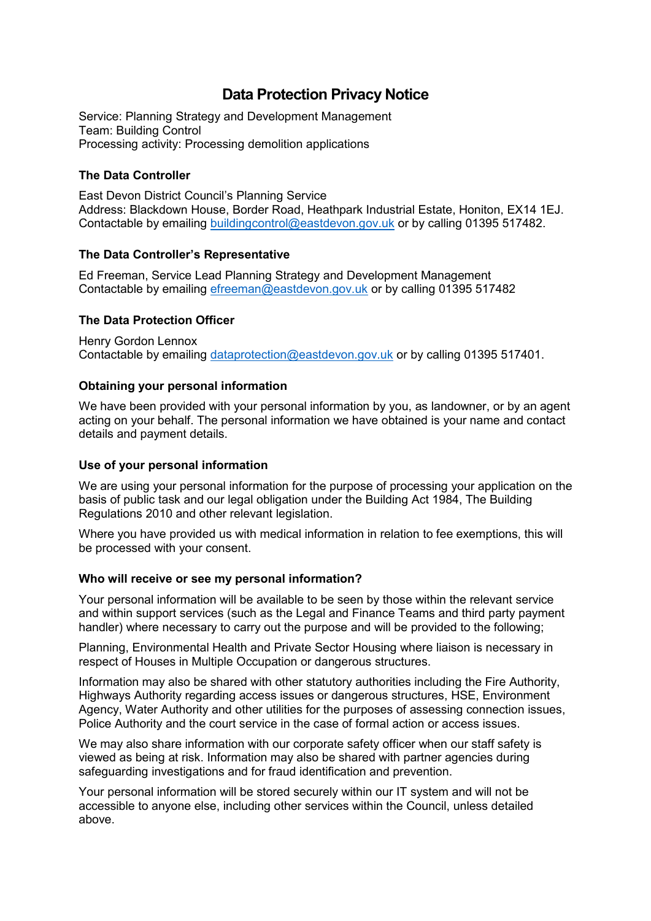# Data Protection Privacy Notice

Service: Planning Strategy and Development Management
Team: Building Control
Processing activity: Processing demolition applications

### The Data Controller

East Devon District Council's Planning Service
Address: Blackdown House, Border Road, Heathpark Industrial Estate, Honiton, EX14 1EJ.
Contactable by emailing buildingcontrol@eastdevon.gov.uk or by calling 01395 517482.

### The Data Controller's Representative

Ed Freeman, Service Lead Planning Strategy and Development Management
Contactable by emailing efreeman@eastdevon.gov.uk or by calling 01395 517482

### The Data Protection Officer

Henry Gordon Lennox
Contactable by emailing dataprotection@eastdevon.gov.uk or by calling 01395 517401.

### Obtaining your personal information

We have been provided with your personal information by you, as landowner, or by an agent acting on your behalf. The personal information we have obtained is your name and contact details and payment details.

### Use of your personal information

We are using your personal information for the purpose of processing your application on the basis of public task and our legal obligation under the Building Act 1984, The Building Regulations 2010 and other relevant legislation.

Where you have provided us with medical information in relation to fee exemptions, this will be processed with your consent.

### Who will receive or see my personal information?

Your personal information will be available to be seen by those within the relevant service and within support services (such as the Legal and Finance Teams and third party payment handler) where necessary to carry out the purpose and will be provided to the following;

Planning, Environmental Health and Private Sector Housing where liaison is necessary in respect of Houses in Multiple Occupation or dangerous structures.

Information may also be shared with other statutory authorities including the Fire Authority, Highways Authority regarding access issues or dangerous structures, HSE, Environment Agency, Water Authority and other utilities for the purposes of assessing connection issues, Police Authority and the court service in the case of formal action or access issues.

We may also share information with our corporate safety officer when our staff safety is viewed as being at risk. Information may also be shared with partner agencies during safeguarding investigations and for fraud identification and prevention.

Your personal information will be stored securely within our IT system and will not be accessible to anyone else, including other services within the Council, unless detailed above.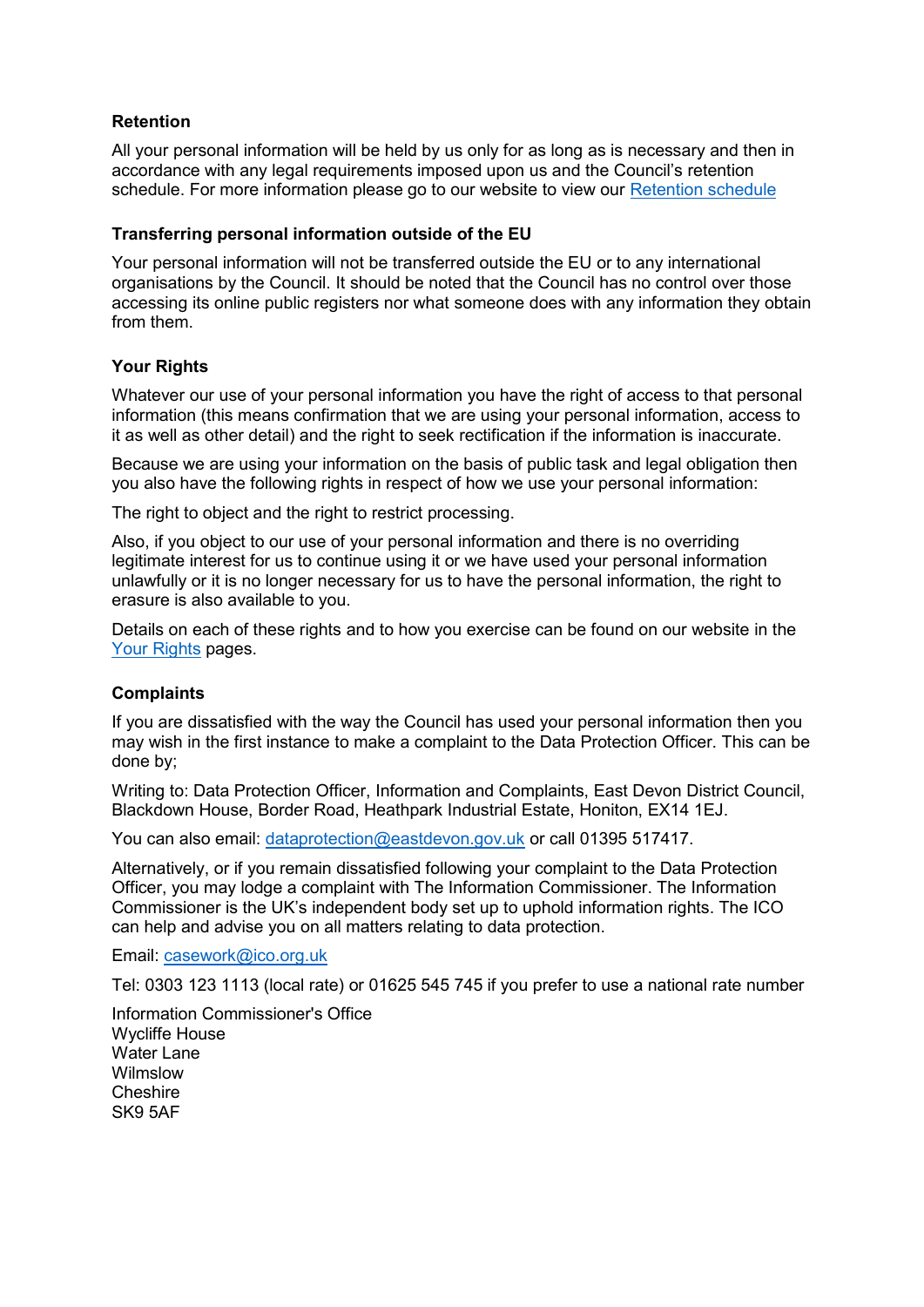### Retention

All your personal information will be held by us only for as long as is necessary and then in accordance with any legal requirements imposed upon us and the Council's retention schedule. For more information please go to our website to view our [Retention schedule]

### Transferring personal information outside of the EU

Your personal information will not be transferred outside the EU or to any international organisations by the Council. It should be noted that the Council has no control over those accessing its online public registers nor what someone does with any information they obtain from them.

### Your Rights

Whatever our use of your personal information you have the right of access to that personal information (this means confirmation that we are using your personal information, access to it as well as other detail) and the right to seek rectification if the information is inaccurate.

Because we are using your information on the basis of public task and legal obligation then you also have the following rights in respect of how we use your personal information:

The right to object and the right to restrict processing.

Also, if you object to our use of your personal information and there is no overriding legitimate interest for us to continue using it or we have used your personal information unlawfully or it is no longer necessary for us to have the personal information, the right to erasure is also available to you.

Details on each of these rights and to how you exercise can be found on our website in the [Your Rights] pages.

### Complaints

If you are dissatisfied with the way the Council has used your personal information then you may wish in the first instance to make a complaint to the Data Protection Officer. This can be done by;

Writing to: Data Protection Officer, Information and Complaints, East Devon District Council, Blackdown House, Border Road, Heathpark Industrial Estate, Honiton, EX14 1EJ.

You can also email: dataprotection@eastdevon.gov.uk or call 01395 517417.

Alternatively, or if you remain dissatisfied following your complaint to the Data Protection Officer, you may lodge a complaint with The Information Commissioner. The Information Commissioner is the UK's independent body set up to uphold information rights. The ICO can help and advise you on all matters relating to data protection.

Email: casework@ico.org.uk

Tel: 0303 123 1113 (local rate) or 01625 545 745 if you prefer to use a national rate number

Information Commissioner's Office
Wycliffe House
Water Lane
Wilmslow
Cheshire
SK9 5AF